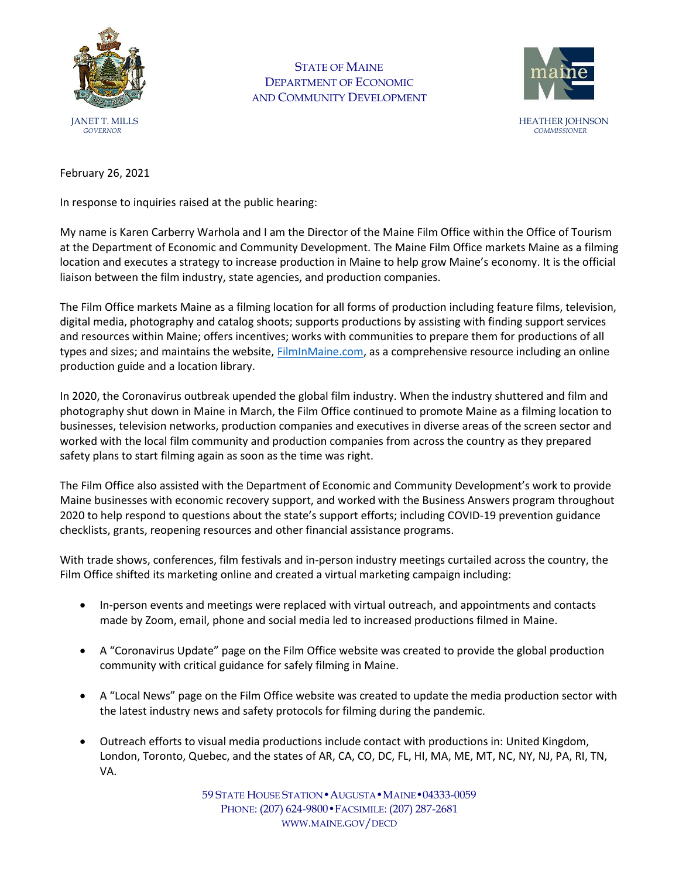STATE OF MAINE
DEPARTMENT OF ECONOMIC
AND COMMUNITY DEVELOPMENT

JANET T. MILLS
*GOVERNOR*

HEATHER JOHNSON
*COMMISSIONER*

February 26, 2021

In response to inquiries raised at the public hearing:

My name is Karen Carberry Warhola and I am the Director of the Maine Film Office within the Office of Tourism at the Department of Economic and Community Development. The Maine Film Office markets Maine as a filming location and executes a strategy to increase production in Maine to help grow Maine's economy. It is the official liaison between the film industry, state agencies, and production companies.

The Film Office markets Maine as a filming location for all forms of production including feature films, television, digital media, photography and catalog shoots; supports productions by assisting with finding support services and resources within Maine; offers incentives; works with communities to prepare them for productions of all types and sizes; and maintains the website, [FilmInMaine.com](FilmInMaine.com), as a comprehensive resource including an online production guide and a location library.

In 2020, the Coronavirus outbreak upended the global film industry. When the industry shuttered and film and photography shut down in Maine in March, the Film Office continued to promote Maine as a filming location to businesses, television networks, production companies and executives in diverse areas of the screen sector and worked with the local film community and production companies from across the country as they prepared safety plans to start filming again as soon as the time was right.

The Film Office also assisted with the Department of Economic and Community Development's work to provide Maine businesses with economic recovery support, and worked with the Business Answers program throughout 2020 to help respond to questions about the state's support efforts; including COVID-19 prevention guidance checklists, grants, reopening resources and other financial assistance programs.

With trade shows, conferences, film festivals and in-person industry meetings curtailed across the country, the Film Office shifted its marketing online and created a virtual marketing campaign including:

- In-person events and meetings were replaced with virtual outreach, and appointments and contacts made by Zoom, email, phone and social media led to increased productions filmed in Maine.
- A "Coronavirus Update" page on the Film Office website was created to provide the global production community with critical guidance for safely filming in Maine.
- A "Local News" page on the Film Office website was created to update the media production sector with the latest industry news and safety protocols for filming during the pandemic.
- Outreach efforts to visual media productions include contact with productions in: United Kingdom, London, Toronto, Quebec, and the states of AR, CA, CO, DC, FL, HI, MA, ME, MT, NC, NY, NJ, PA, RI, TN, VA.

59 STATE HOUSE STATION • AUGUSTA • MAINE • 04333-0059
PHONE: (207) 624-9800 • FACSIMILE: (207) 287-2681
WWW.MAINE.GOV/DECD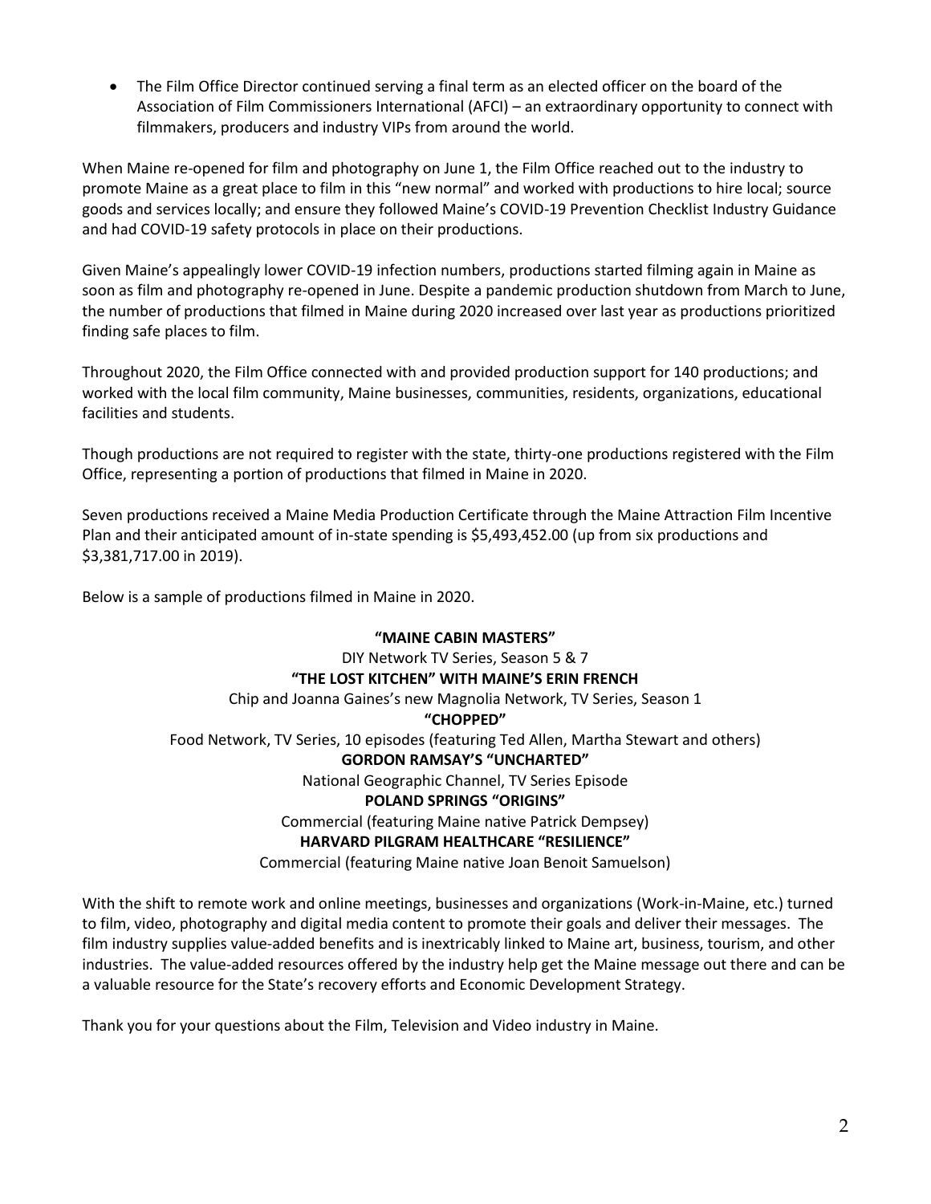- The Film Office Director continued serving a final term as an elected officer on the board of the Association of Film Commissioners International (AFCI) – an extraordinary opportunity to connect with filmmakers, producers and industry VIPs from around the world.

When Maine re-opened for film and photography on June 1, the Film Office reached out to the industry to promote Maine as a great place to film in this "new normal" and worked with productions to hire local; source goods and services locally; and ensure they followed Maine's COVID-19 Prevention Checklist Industry Guidance and had COVID-19 safety protocols in place on their productions.

Given Maine's appealingly lower COVID-19 infection numbers, productions started filming again in Maine as soon as film and photography re-opened in June. Despite a pandemic production shutdown from March to June, the number of productions that filmed in Maine during 2020 increased over last year as productions prioritized finding safe places to film.

Throughout 2020, the Film Office connected with and provided production support for 140 productions; and worked with the local film community, Maine businesses, communities, residents, organizations, educational facilities and students.

Though productions are not required to register with the state, thirty-one productions registered with the Film Office, representing a portion of productions that filmed in Maine in 2020.

Seven productions received a Maine Media Production Certificate through the Maine Attraction Film Incentive Plan and their anticipated amount of in-state spending is $5,493,452.00 (up from six productions and $3,381,717.00 in 2019).

Below is a sample of productions filmed in Maine in 2020.

**"MAINE CABIN MASTERS"**
DIY Network TV Series, Season 5 & 7

**"THE LOST KITCHEN" WITH MAINE'S ERIN FRENCH**
Chip and Joanna Gaines's new Magnolia Network, TV Series, Season 1

**"CHOPPED"**
Food Network, TV Series, 10 episodes (featuring Ted Allen, Martha Stewart and others)

**GORDON RAMSAY'S "UNCHARTED"**
National Geographic Channel, TV Series Episode

**POLAND SPRINGS "ORIGINS"**
Commercial (featuring Maine native Patrick Dempsey)

**HARVARD PILGRAM HEALTHCARE "RESILIENCE"**
Commercial (featuring Maine native Joan Benoit Samuelson)

With the shift to remote work and online meetings, businesses and organizations (Work-in-Maine, etc.) turned to film, video, photography and digital media content to promote their goals and deliver their messages. The film industry supplies value-added benefits and is inextricably linked to Maine art, business, tourism, and other industries. The value-added resources offered by the industry help get the Maine message out there and can be a valuable resource for the State's recovery efforts and Economic Development Strategy.

Thank you for your questions about the Film, Television and Video industry in Maine.